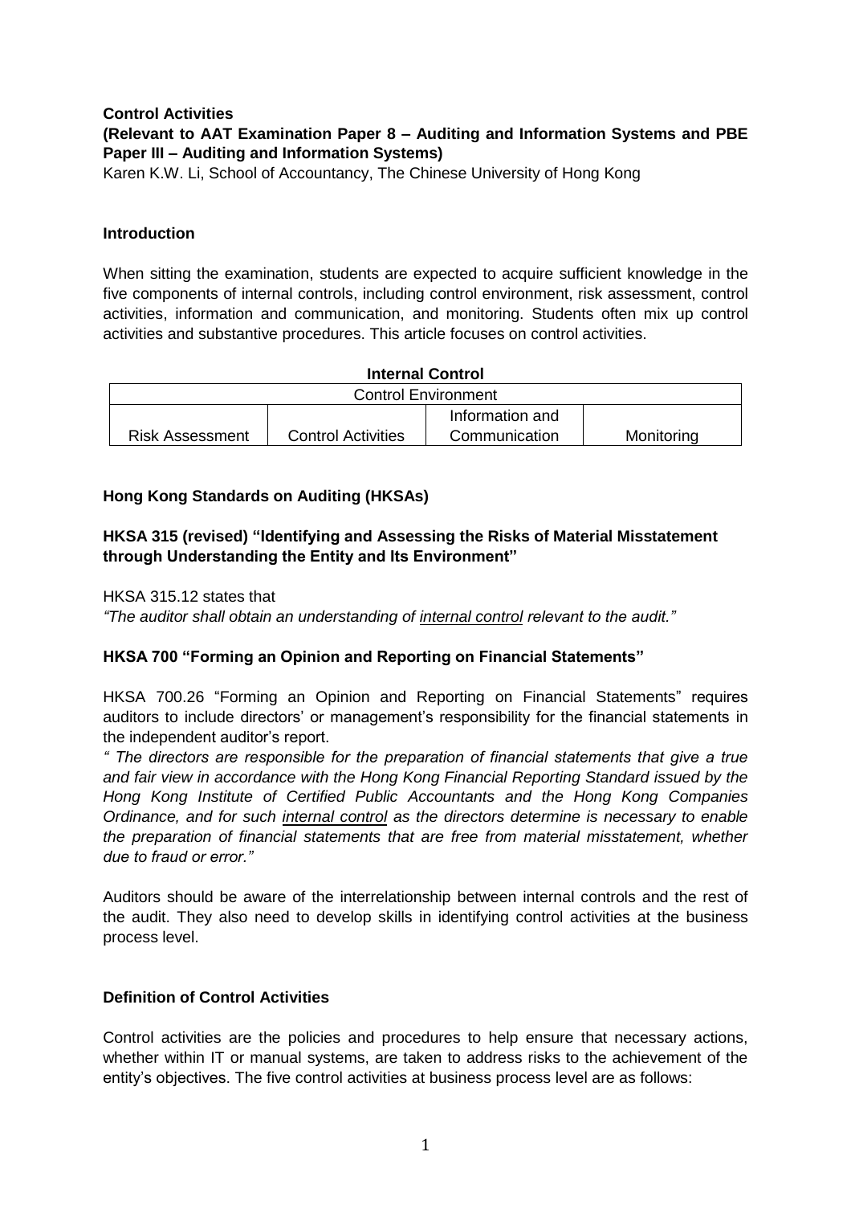**Control Activities**

**(Relevant to AAT Examination Paper 8 – Auditing and Information Systems and PBE Paper III – Auditing and Information Systems)**

Karen K.W. Li, School of Accountancy, The Chinese University of Hong Kong

## Introduction

When sitting the examination, students are expected to acquire sufficient knowledge in the five components of internal controls, including control environment, risk assessment, control activities, information and communication, and monitoring. Students often mix up control activities and substantive procedures. This article focuses on control activities.

**Internal Control**

| Control Environment | | | |
|---|---|---|---|
| Risk Assessment | Control Activities | Information and Communication | Monitoring |

## Hong Kong Standards on Auditing (HKSAs)

### HKSA 315 (revised) "Identifying and Assessing the Risks of Material Misstatement through Understanding the Entity and Its Environment"

HKSA 315.12 states that

*"The auditor shall obtain an understanding of internal control relevant to the audit."*

### HKSA 700 "Forming an Opinion and Reporting on Financial Statements"

HKSA 700.26 "Forming an Opinion and Reporting on Financial Statements" requires auditors to include directors' or management's responsibility for the financial statements in the independent auditor's report.

*" The directors are responsible for the preparation of financial statements that give a true and fair view in accordance with the Hong Kong Financial Reporting Standard issued by the Hong Kong Institute of Certified Public Accountants and the Hong Kong Companies Ordinance, and for such internal control as the directors determine is necessary to enable the preparation of financial statements that are free from material misstatement, whether due to fraud or error."*

Auditors should be aware of the interrelationship between internal controls and the rest of the audit. They also need to develop skills in identifying control activities at the business process level.

## Definition of Control Activities

Control activities are the policies and procedures to help ensure that necessary actions, whether within IT or manual systems, are taken to address risks to the achievement of the entity's objectives. The five control activities at business process level are as follows: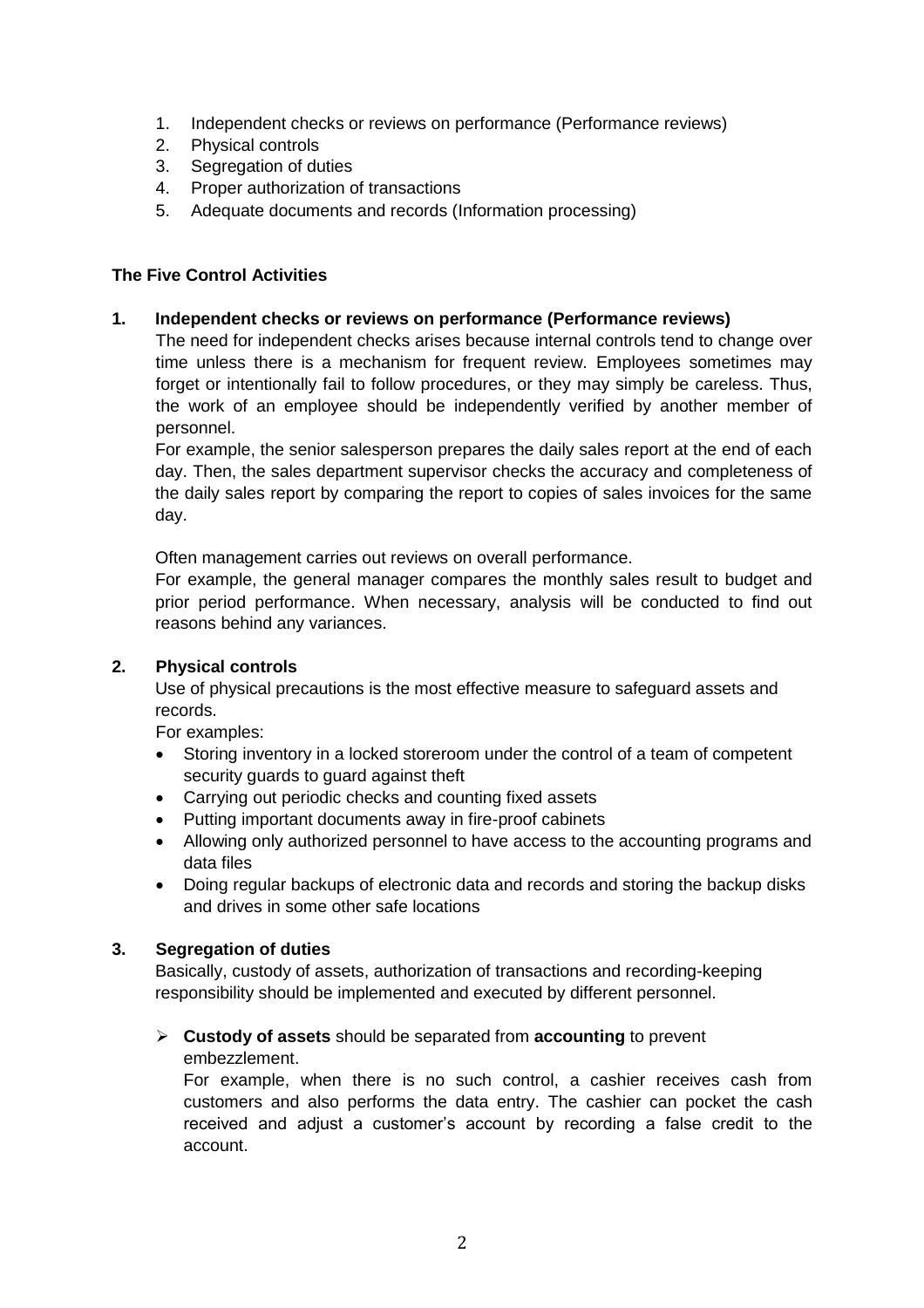1. Independent checks or reviews on performance (Performance reviews)
2. Physical controls
3. Segregation of duties
4. Proper authorization of transactions
5. Adequate documents and records (Information processing)

**The Five Control Activities**

**1. Independent checks or reviews on performance (Performance reviews)**

The need for independent checks arises because internal controls tend to change over time unless there is a mechanism for frequent review. Employees sometimes may forget or intentionally fail to follow procedures, or they may simply be careless. Thus, the work of an employee should be independently verified by another member of personnel.

For example, the senior salesperson prepares the daily sales report at the end of each day. Then, the sales department supervisor checks the accuracy and completeness of the daily sales report by comparing the report to copies of sales invoices for the same day.

Often management carries out reviews on overall performance.

For example, the general manager compares the monthly sales result to budget and prior period performance. When necessary, analysis will be conducted to find out reasons behind any variances.

**2. Physical controls**

Use of physical precautions is the most effective measure to safeguard assets and records.

For examples:

- Storing inventory in a locked storeroom under the control of a team of competent security guards to guard against theft
- Carrying out periodic checks and counting fixed assets
- Putting important documents away in fire-proof cabinets
- Allowing only authorized personnel to have access to the accounting programs and data files
- Doing regular backups of electronic data and records and storing the backup disks and drives in some other safe locations

**3. Segregation of duties**

Basically, custody of assets, authorization of transactions and recording-keeping responsibility should be implemented and executed by different personnel.

- **Custody of assets** should be separated from **accounting** to prevent embezzlement.

  For example, when there is no such control, a cashier receives cash from customers and also performs the data entry. The cashier can pocket the cash received and adjust a customer's account by recording a false credit to the account.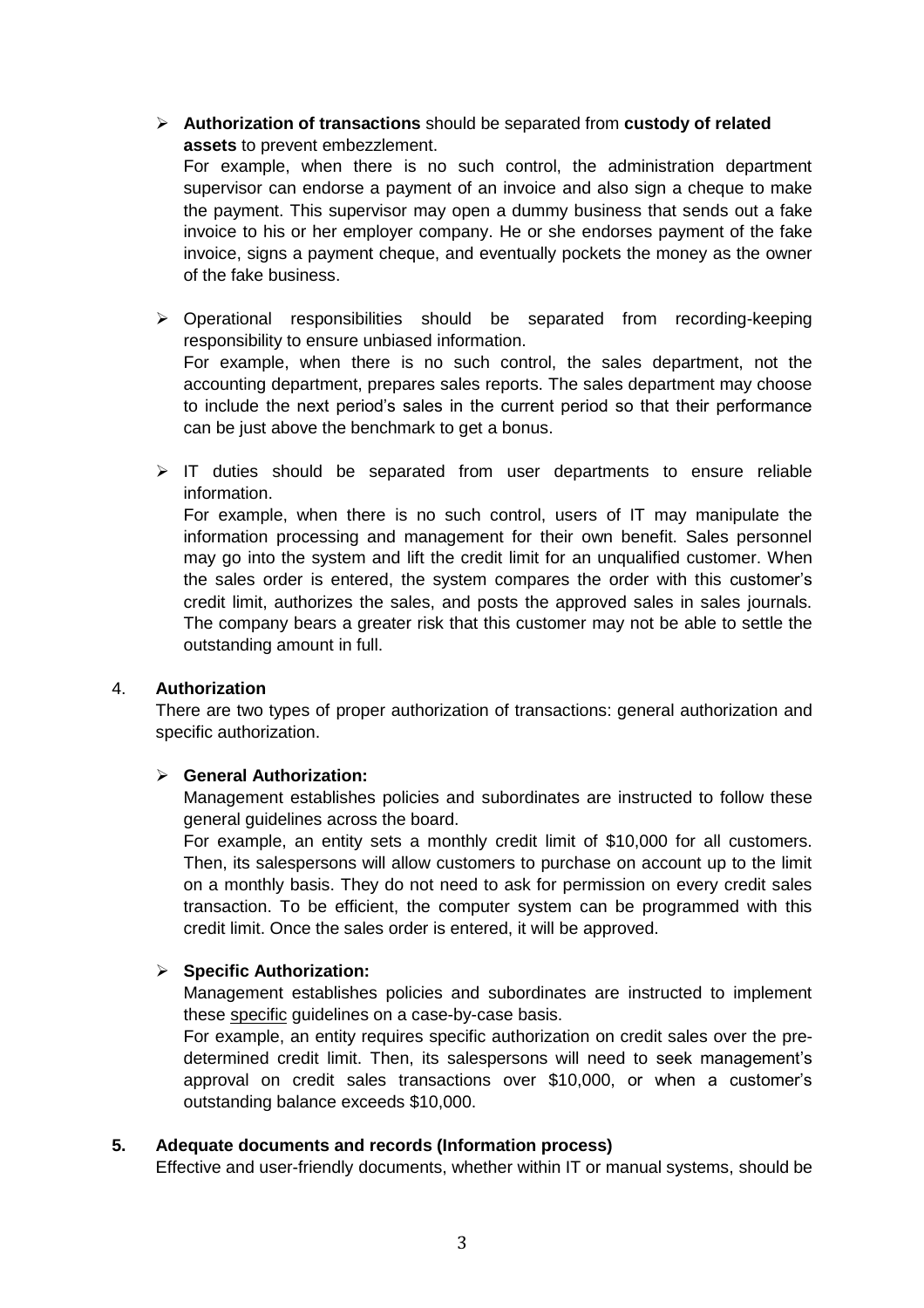- **Authorization of transactions** should be separated from **custody of related assets** to prevent embezzlement.

  For example, when there is no such control, the administration department supervisor can endorse a payment of an invoice and also sign a cheque to make the payment. This supervisor may open a dummy business that sends out a fake invoice to his or her employer company. He or she endorses payment of the fake invoice, signs a payment cheque, and eventually pockets the money as the owner of the fake business.

- Operational responsibilities should be separated from recording-keeping responsibility to ensure unbiased information.

  For example, when there is no such control, the sales department, not the accounting department, prepares sales reports. The sales department may choose to include the next period's sales in the current period so that their performance can be just above the benchmark to get a bonus.

- IT duties should be separated from user departments to ensure reliable information.

  For example, when there is no such control, users of IT may manipulate the information processing and management for their own benefit. Sales personnel may go into the system and lift the credit limit for an unqualified customer. When the sales order is entered, the system compares the order with this customer's credit limit, authorizes the sales, and posts the approved sales in sales journals. The company bears a greater risk that this customer may not be able to settle the outstanding amount in full.

4. **Authorization**

   There are two types of proper authorization of transactions: general authorization and specific authorization.

   - **General Authorization:**

     Management establishes policies and subordinates are instructed to follow these general guidelines across the board.

     For example, an entity sets a monthly credit limit of $10,000 for all customers. Then, its salespersons will allow customers to purchase on account up to the limit on a monthly basis. They do not need to ask for permission on every credit sales transaction. To be efficient, the computer system can be programmed with this credit limit. Once the sales order is entered, it will be approved.

   - **Specific Authorization:**

     Management establishes policies and subordinates are instructed to implement these <u>specific</u> guidelines on a case-by-case basis.

     For example, an entity requires specific authorization on credit sales over the pre-determined credit limit. Then, its salespersons will need to seek management's approval on credit sales transactions over $10,000, or when a customer's outstanding balance exceeds $10,000.

5. **Adequate documents and records (Information process)**

   Effective and user-friendly documents, whether within IT or manual systems, should be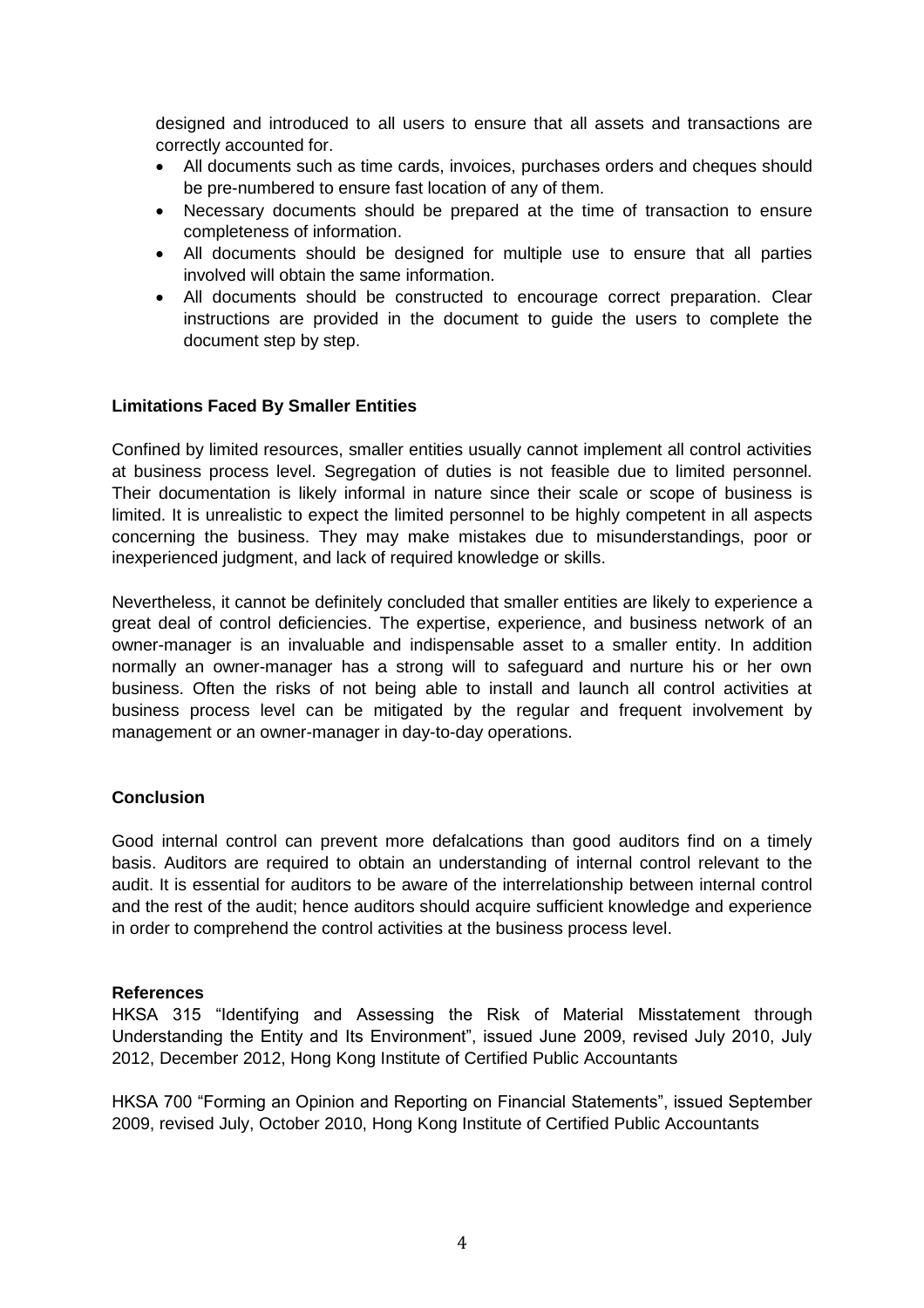designed and introduced to all users to ensure that all assets and transactions are correctly accounted for.

- All documents such as time cards, invoices, purchases orders and cheques should be pre-numbered to ensure fast location of any of them.
- Necessary documents should be prepared at the time of transaction to ensure completeness of information.
- All documents should be designed for multiple use to ensure that all parties involved will obtain the same information.
- All documents should be constructed to encourage correct preparation. Clear instructions are provided in the document to guide the users to complete the document step by step.

**Limitations Faced By Smaller Entities**

Confined by limited resources, smaller entities usually cannot implement all control activities at business process level. Segregation of duties is not feasible due to limited personnel. Their documentation is likely informal in nature since their scale or scope of business is limited. It is unrealistic to expect the limited personnel to be highly competent in all aspects concerning the business. They may make mistakes due to misunderstandings, poor or inexperienced judgment, and lack of required knowledge or skills.

Nevertheless, it cannot be definitely concluded that smaller entities are likely to experience a great deal of control deficiencies. The expertise, experience, and business network of an owner-manager is an invaluable and indispensable asset to a smaller entity. In addition normally an owner-manager has a strong will to safeguard and nurture his or her own business. Often the risks of not being able to install and launch all control activities at business process level can be mitigated by the regular and frequent involvement by management or an owner-manager in day-to-day operations.

**Conclusion**

Good internal control can prevent more defalcations than good auditors find on a timely basis. Auditors are required to obtain an understanding of internal control relevant to the audit. It is essential for auditors to be aware of the interrelationship between internal control and the rest of the audit; hence auditors should acquire sufficient knowledge and experience in order to comprehend the control activities at the business process level.

**References**

HKSA 315 "Identifying and Assessing the Risk of Material Misstatement through Understanding the Entity and Its Environment", issued June 2009, revised July 2010, July 2012, December 2012, Hong Kong Institute of Certified Public Accountants

HKSA 700 "Forming an Opinion and Reporting on Financial Statements", issued September 2009, revised July, October 2010, Hong Kong Institute of Certified Public Accountants